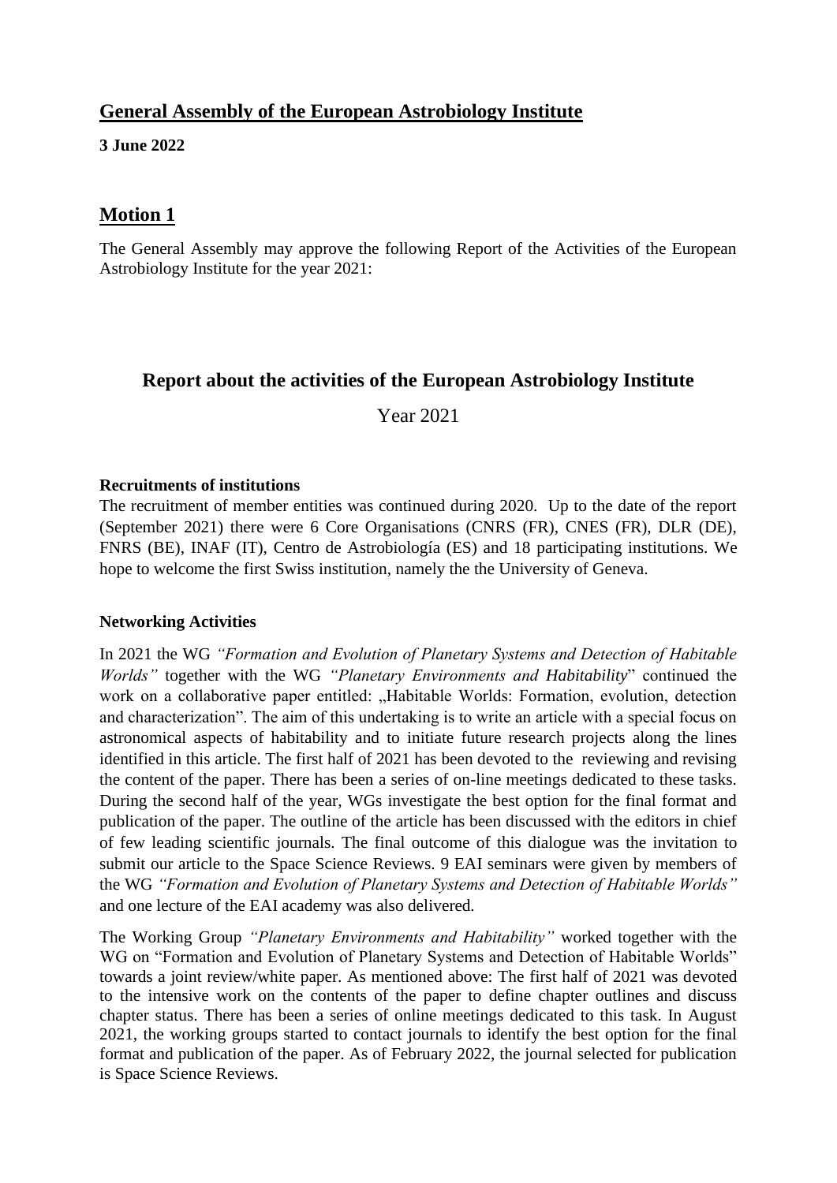## General Assembly of the European Astrobiology Institute

**3 June 2022**

## Motion 1

The General Assembly may approve the following Report of the Activities of the European Astrobiology Institute for the year 2021:

# Report about the activities of the European Astrobiology Institute

Year 2021

**Recruitments of institutions**

The recruitment of member entities was continued during 2020. Up to the date of the report (September 2021) there were 6 Core Organisations (CNRS (FR), CNES (FR), DLR (DE), FNRS (BE), INAF (IT), Centro de Astrobiología (ES) and 18 participating institutions. We hope to welcome the first Swiss institution, namely the the University of Geneva.

**Networking Activities**

In 2021 the WG *"Formation and Evolution of Planetary Systems and Detection of Habitable Worlds"* together with the WG *"Planetary Environments and Habitability*" continued the work on a collaborative paper entitled: „Habitable Worlds: Formation, evolution, detection and characterization". The aim of this undertaking is to write an article with a special focus on astronomical aspects of habitability and to initiate future research projects along the lines identified in this article. The first half of 2021 has been devoted to the reviewing and revising the content of the paper. There has been a series of on-line meetings dedicated to these tasks. During the second half of the year, WGs investigate the best option for the final format and publication of the paper. The outline of the article has been discussed with the editors in chief of few leading scientific journals. The final outcome of this dialogue was the invitation to submit our article to the Space Science Reviews. 9 EAI seminars were given by members of the WG *"Formation and Evolution of Planetary Systems and Detection of Habitable Worlds"* and one lecture of the EAI academy was also delivered.

The Working Group *"Planetary Environments and Habitability"* worked together with the WG on "Formation and Evolution of Planetary Systems and Detection of Habitable Worlds" towards a joint review/white paper. As mentioned above: The first half of 2021 was devoted to the intensive work on the contents of the paper to define chapter outlines and discuss chapter status. There has been a series of online meetings dedicated to this task. In August 2021, the working groups started to contact journals to identify the best option for the final format and publication of the paper. As of February 2022, the journal selected for publication is Space Science Reviews.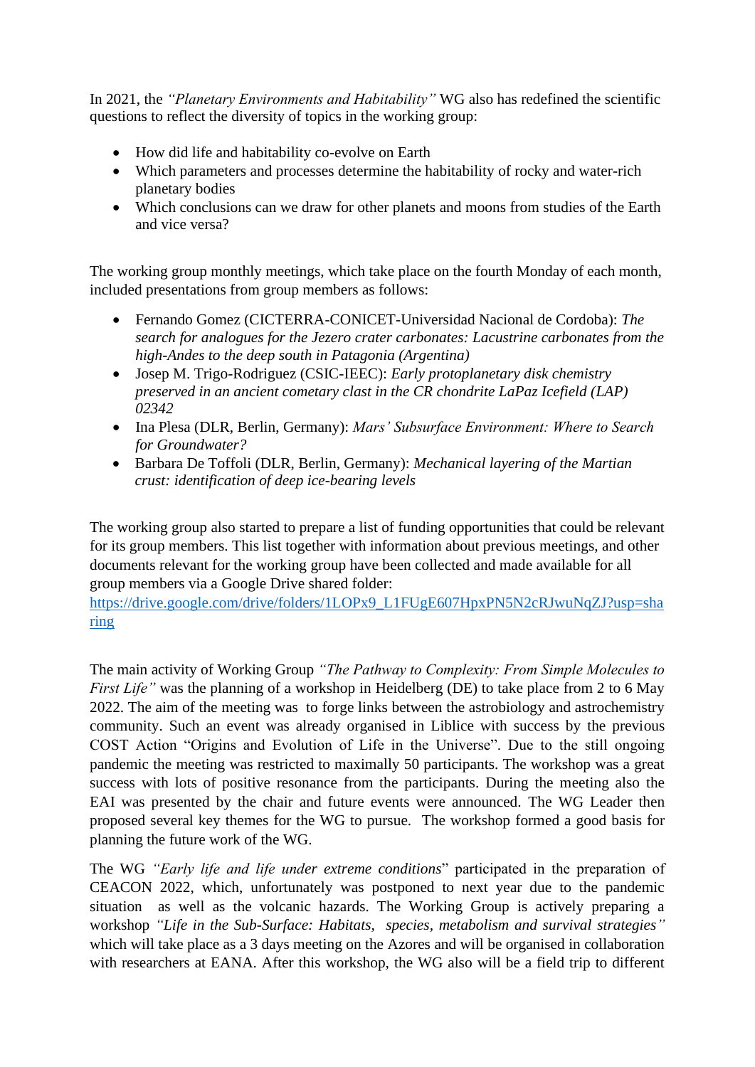In 2021, the *"Planetary Environments and Habitability"* WG also has redefined the scientific questions to reflect the diversity of topics in the working group:

- How did life and habitability co-evolve on Earth
- Which parameters and processes determine the habitability of rocky and water-rich planetary bodies
- Which conclusions can we draw for other planets and moons from studies of the Earth and vice versa?

The working group monthly meetings, which take place on the fourth Monday of each month, included presentations from group members as follows:

- Fernando Gomez (CICTERRA-CONICET-Universidad Nacional de Cordoba): *The search for analogues for the Jezero crater carbonates: Lacustrine carbonates from the high-Andes to the deep south in Patagonia (Argentina)*
- Josep M. Trigo-Rodriguez (CSIC-IEEC): *Early protoplanetary disk chemistry preserved in an ancient cometary clast in the CR chondrite LaPaz Icefield (LAP) 02342*
- Ina Plesa (DLR, Berlin, Germany): *Mars' Subsurface Environment: Where to Search for Groundwater?*
- Barbara De Toffoli (DLR, Berlin, Germany): *Mechanical layering of the Martian crust: identification of deep ice-bearing levels*

The working group also started to prepare a list of funding opportunities that could be relevant for its group members. This list together with information about previous meetings, and other documents relevant for the working group have been collected and made available for all group members via a Google Drive shared folder: [https://drive.google.com/drive/folders/1LOPx9_L1FUgE607HpxPN5N2cRJwuNqZJ?usp=sharing](https://drive.google.com/drive/folders/1LOPx9_L1FUgE607HpxPN5N2cRJwuNqZJ?usp=sharing)

The main activity of Working Group *"The Pathway to Complexity: From Simple Molecules to First Life"* was the planning of a workshop in Heidelberg (DE) to take place from 2 to 6 May 2022. The aim of the meeting was to forge links between the astrobiology and astrochemistry community. Such an event was already organised in Liblice with success by the previous COST Action "Origins and Evolution of Life in the Universe". Due to the still ongoing pandemic the meeting was restricted to maximally 50 participants. The workshop was a great success with lots of positive resonance from the participants. During the meeting also the EAI was presented by the chair and future events were announced. The WG Leader then proposed several key themes for the WG to pursue. The workshop formed a good basis for planning the future work of the WG.

The WG *"Early life and life under extreme conditions*" participated in the preparation of CEACON 2022, which, unfortunately was postponed to next year due to the pandemic situation as well as the volcanic hazards. The Working Group is actively preparing a workshop *"Life in the Sub-Surface: Habitats, species, metabolism and survival strategies"* which will take place as a 3 days meeting on the Azores and will be organised in collaboration with researchers at EANA. After this workshop, the WG also will be a field trip to different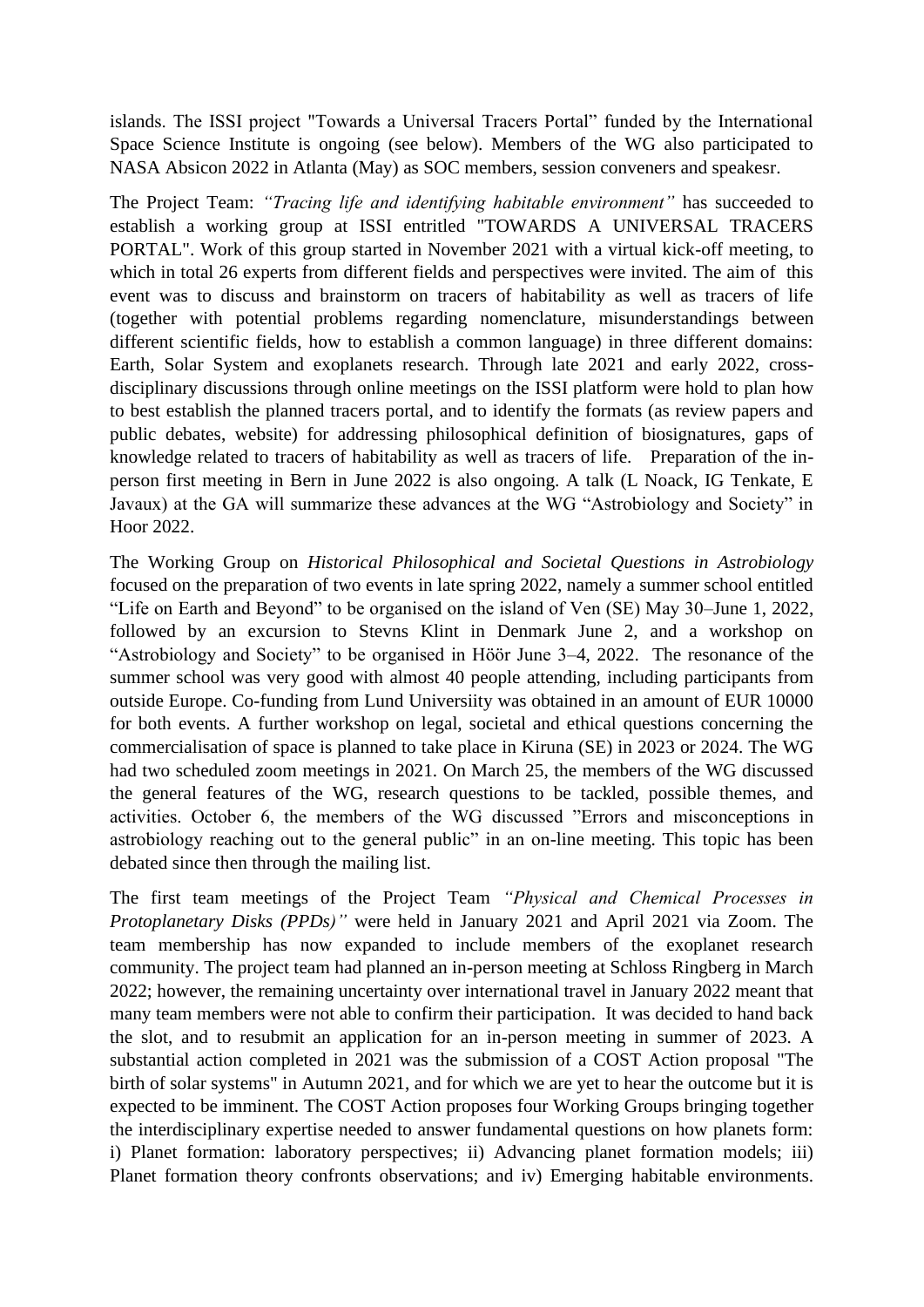islands. The ISSI project "Towards a Universal Tracers Portal" funded by the International Space Science Institute is ongoing (see below). Members of the WG also participated to NASA Absicon 2022 in Atlanta (May) as SOC members, session conveners and speakesr.

The Project Team: *"Tracing life and identifying habitable environment"* has succeeded to establish a working group at ISSI entritled "TOWARDS A UNIVERSAL TRACERS PORTAL". Work of this group started in November 2021 with a virtual kick-off meeting, to which in total 26 experts from different fields and perspectives were invited. The aim of this event was to discuss and brainstorm on tracers of habitability as well as tracers of life (together with potential problems regarding nomenclature, misunderstandings between different scientific fields, how to establish a common language) in three different domains: Earth, Solar System and exoplanets research. Through late 2021 and early 2022, cross-disciplinary discussions through online meetings on the ISSI platform were hold to plan how to best establish the planned tracers portal, and to identify the formats (as review papers and public debates, website) for addressing philosophical definition of biosignatures, gaps of knowledge related to tracers of habitability as well as tracers of life. Preparation of the in-person first meeting in Bern in June 2022 is also ongoing. A talk (L Noack, IG Tenkate, E Javaux) at the GA will summarize these advances at the WG "Astrobiology and Society" in Hoor 2022.

The Working Group on *Historical Philosophical and Societal Questions in Astrobiology* focused on the preparation of two events in late spring 2022, namely a summer school entitled "Life on Earth and Beyond" to be organised on the island of Ven (SE) May 30–June 1, 2022, followed by an excursion to Stevns Klint in Denmark June 2, and a workshop on "Astrobiology and Society" to be organised in Höör June 3–4, 2022. The resonance of the summer school was very good with almost 40 people attending, including participants from outside Europe. Co-funding from Lund Universiity was obtained in an amount of EUR 10000 for both events. A further workshop on legal, societal and ethical questions concerning the commercialisation of space is planned to take place in Kiruna (SE) in 2023 or 2024. The WG had two scheduled zoom meetings in 2021. On March 25, the members of the WG discussed the general features of the WG, research questions to be tackled, possible themes, and activities. October 6, the members of the WG discussed "Errors and misconceptions in astrobiology reaching out to the general public" in an on-line meeting. This topic has been debated since then through the mailing list.

The first team meetings of the Project Team *"Physical and Chemical Processes in Protoplanetary Disks (PPDs)"* were held in January 2021 and April 2021 via Zoom. The team membership has now expanded to include members of the exoplanet research community. The project team had planned an in-person meeting at Schloss Ringberg in March 2022; however, the remaining uncertainty over international travel in January 2022 meant that many team members were not able to confirm their participation. It was decided to hand back the slot, and to resubmit an application for an in-person meeting in summer of 2023. A substantial action completed in 2021 was the submission of a COST Action proposal "The birth of solar systems" in Autumn 2021, and for which we are yet to hear the outcome but it is expected to be imminent. The COST Action proposes four Working Groups bringing together the interdisciplinary expertise needed to answer fundamental questions on how planets form: i) Planet formation: laboratory perspectives; ii) Advancing planet formation models; iii) Planet formation theory confronts observations; and iv) Emerging habitable environments.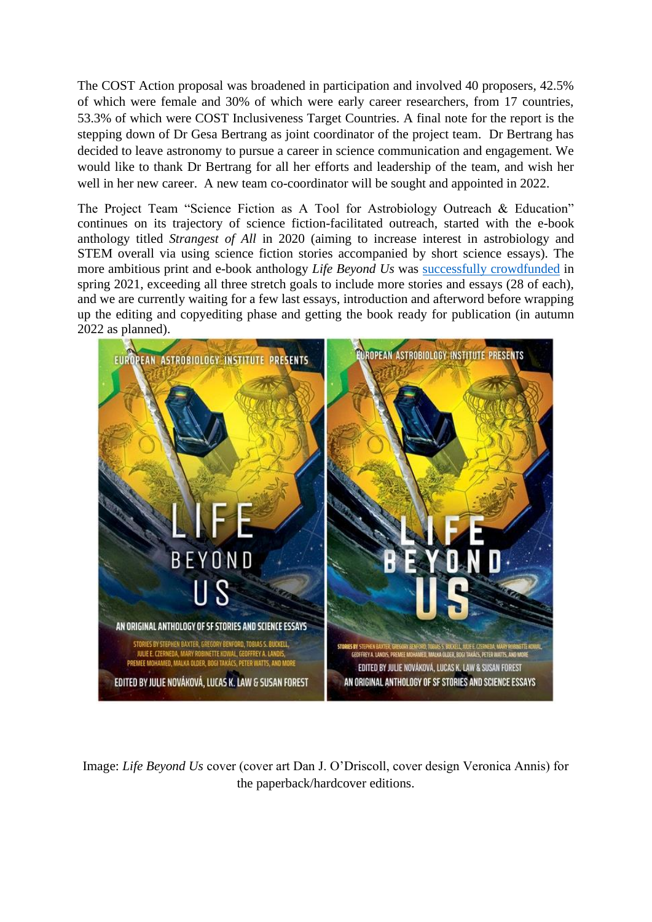The COST Action proposal was broadened in participation and involved 40 proposers, 42.5% of which were female and 30% of which were early career researchers, from 17 countries, 53.3% of which were COST Inclusiveness Target Countries. A final note for the report is the stepping down of Dr Gesa Bertrang as joint coordinator of the project team. Dr Bertrang has decided to leave astronomy to pursue a career in science communication and engagement. We would like to thank Dr Bertrang for all her efforts and leadership of the team, and wish her well in her new career. A new team co-coordinator will be sought and appointed in 2022.

The Project Team "Science Fiction as A Tool for Astrobiology Outreach & Education" continues on its trajectory of science fiction-facilitated outreach, started with the e-book anthology titled *Strangest of All* in 2020 (aiming to increase interest in astrobiology and STEM overall via using science fiction stories accompanied by short science essays). The more ambitious print and e-book anthology *Life Beyond Us* was successfully crowdfunded in spring 2021, exceeding all three stretch goals to include more stories and essays (28 of each), and we are currently waiting for a few last essays, introduction and afterword before wrapping up the editing and copyediting phase and getting the book ready for publication (in autumn 2022 as planned).

Image: *Life Beyond Us* cover (cover art Dan J. O'Driscoll, cover design Veronica Annis) for the paperback/hardcover editions.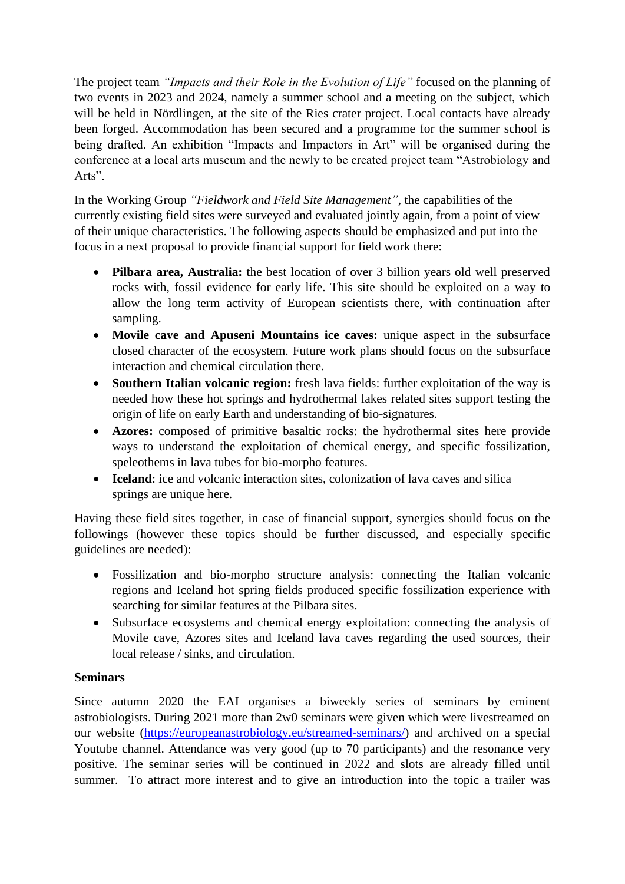The project team *"Impacts and their Role in the Evolution of Life"* focused on the planning of two events in 2023 and 2024, namely a summer school and a meeting on the subject, which will be held in Nördlingen, at the site of the Ries crater project. Local contacts have already been forged. Accommodation has been secured and a programme for the summer school is being drafted. An exhibition "Impacts and Impactors in Art" will be organised during the conference at a local arts museum and the newly to be created project team "Astrobiology and Arts".

In the Working Group *"Fieldwork and Field Site Management"*, the capabilities of the currently existing field sites were surveyed and evaluated jointly again, from a point of view of their unique characteristics. The following aspects should be emphasized and put into the focus in a next proposal to provide financial support for field work there:

- **Pilbara area, Australia:** the best location of over 3 billion years old well preserved rocks with, fossil evidence for early life. This site should be exploited on a way to allow the long term activity of European scientists there, with continuation after sampling.
- **Movile cave and Apuseni Mountains ice caves:** unique aspect in the subsurface closed character of the ecosystem. Future work plans should focus on the subsurface interaction and chemical circulation there.
- **Southern Italian volcanic region:** fresh lava fields: further exploitation of the way is needed how these hot springs and hydrothermal lakes related sites support testing the origin of life on early Earth and understanding of bio-signatures.
- **Azores:** composed of primitive basaltic rocks: the hydrothermal sites here provide ways to understand the exploitation of chemical energy, and specific fossilization, speleothems in lava tubes for bio-morpho features.
- **Iceland**: ice and volcanic interaction sites, colonization of lava caves and silica springs are unique here.

Having these field sites together, in case of financial support, synergies should focus on the followings (however these topics should be further discussed, and especially specific guidelines are needed):

- Fossilization and bio-morpho structure analysis: connecting the Italian volcanic regions and Iceland hot spring fields produced specific fossilization experience with searching for similar features at the Pilbara sites.
- Subsurface ecosystems and chemical energy exploitation: connecting the analysis of Movile cave, Azores sites and Iceland lava caves regarding the used sources, their local release / sinks, and circulation.

**Seminars**

Since autumn 2020 the EAI organises a biweekly series of seminars by eminent astrobiologists. During 2021 more than 2w0 seminars were given which were livestreamed on our website (https://europeanastrobiology.eu/streamed-seminars/) and archived on a special Youtube channel. Attendance was very good (up to 70 participants) and the resonance very positive. The seminar series will be continued in 2022 and slots are already filled until summer. To attract more interest and to give an introduction into the topic a trailer was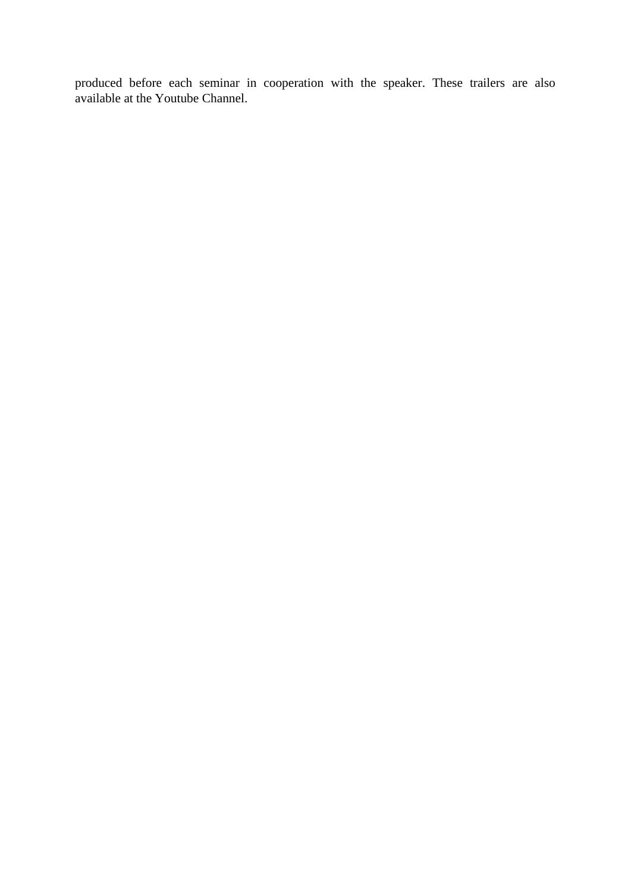produced before each seminar in cooperation with the speaker. These trailers are also available at the Youtube Channel.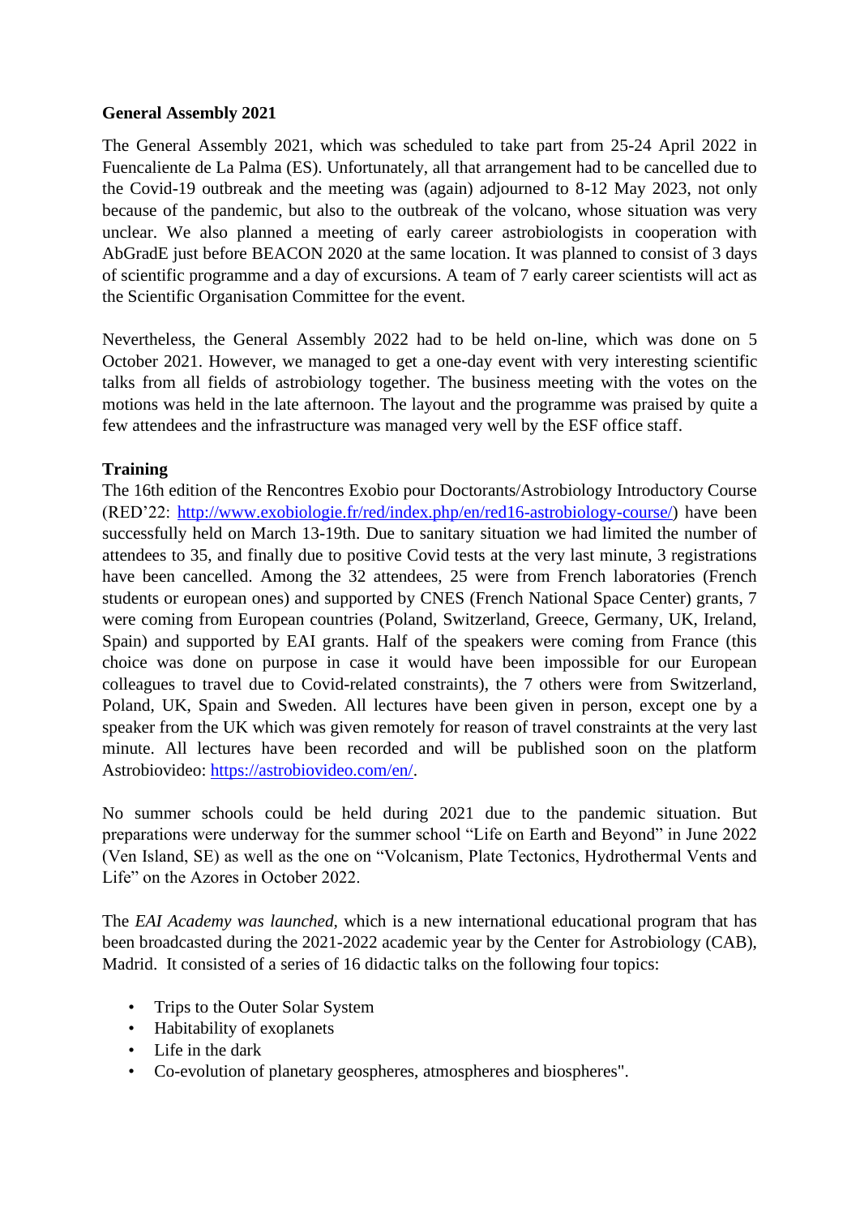**General Assembly 2021**

The General Assembly 2021, which was scheduled to take part from 25-24 April 2022 in Fuencaliente de La Palma (ES). Unfortunately, all that arrangement had to be cancelled due to the Covid-19 outbreak and the meeting was (again) adjourned to 8-12 May 2023, not only because of the pandemic, but also to the outbreak of the volcano, whose situation was very unclear. We also planned a meeting of early career astrobiologists in cooperation with AbGradE just before BEACON 2020 at the same location. It was planned to consist of 3 days of scientific programme and a day of excursions. A team of 7 early career scientists will act as the Scientific Organisation Committee for the event.

Nevertheless, the General Assembly 2022 had to be held on-line, which was done on 5 October 2021. However, we managed to get a one-day event with very interesting scientific talks from all fields of astrobiology together. The business meeting with the votes on the motions was held in the late afternoon. The layout and the programme was praised by quite a few attendees and the infrastructure was managed very well by the ESF office staff.

**Training**

The 16th edition of the Rencontres Exobio pour Doctorants/Astrobiology Introductory Course (RED'22: http://www.exobiologie.fr/red/index.php/en/red16-astrobiology-course/) have been successfully held on March 13-19th. Due to sanitary situation we had limited the number of attendees to 35, and finally due to positive Covid tests at the very last minute, 3 registrations have been cancelled. Among the 32 attendees, 25 were from French laboratories (French students or european ones) and supported by CNES (French National Space Center) grants, 7 were coming from European countries (Poland, Switzerland, Greece, Germany, UK, Ireland, Spain) and supported by EAI grants. Half of the speakers were coming from France (this choice was done on purpose in case it would have been impossible for our European colleagues to travel due to Covid-related constraints), the 7 others were from Switzerland, Poland, UK, Spain and Sweden. All lectures have been given in person, except one by a speaker from the UK which was given remotely for reason of travel constraints at the very last minute. All lectures have been recorded and will be published soon on the platform Astrobiovideo: https://astrobiovideo.com/en/.

No summer schools could be held during 2021 due to the pandemic situation. But preparations were underway for the summer school "Life on Earth and Beyond" in June 2022 (Ven Island, SE) as well as the one on "Volcanism, Plate Tectonics, Hydrothermal Vents and Life" on the Azores in October 2022.

The *EAI Academy was launched,* which is a new international educational program that has been broadcasted during the 2021-2022 academic year by the Center for Astrobiology (CAB), Madrid. It consisted of a series of 16 didactic talks on the following four topics:

- Trips to the Outer Solar System
- Habitability of exoplanets
- Life in the dark
- Co-evolution of planetary geospheres, atmospheres and biospheres".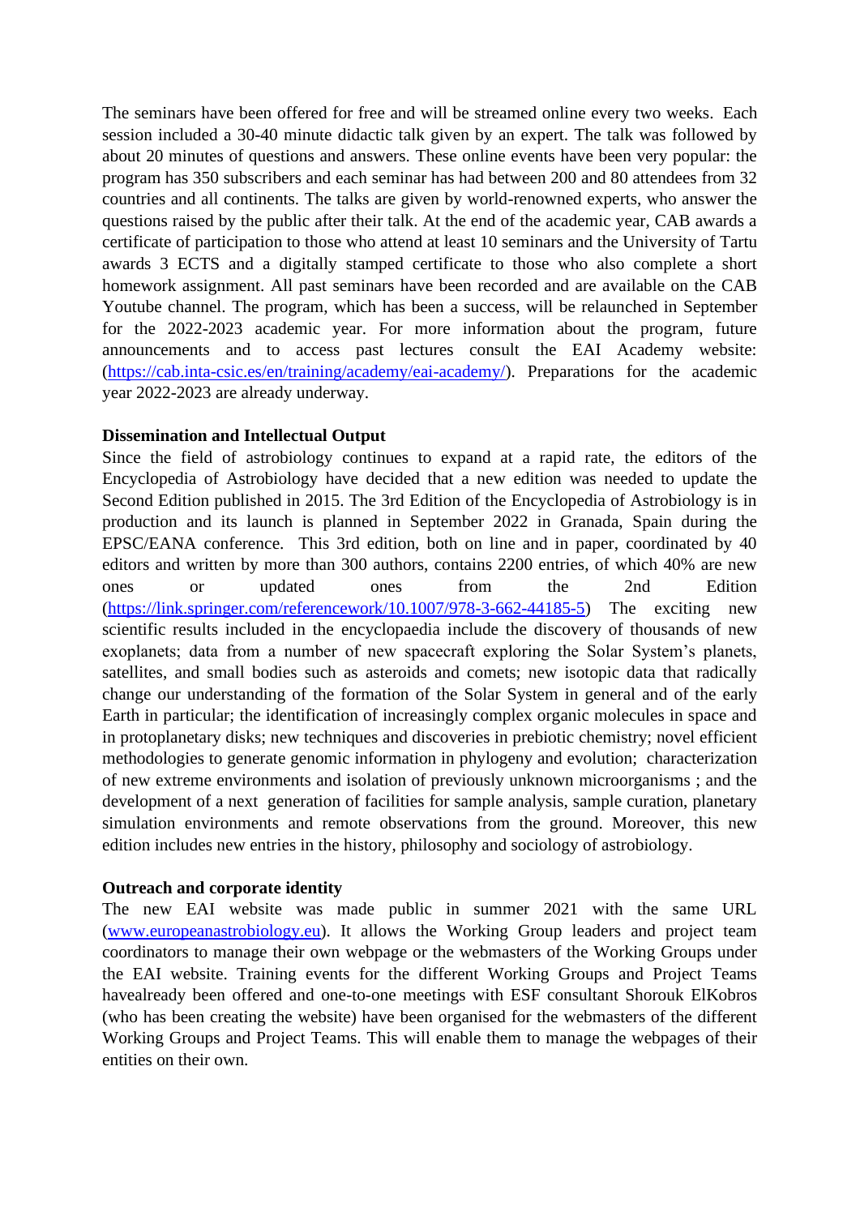The seminars have been offered for free and will be streamed online every two weeks. Each session included a 30-40 minute didactic talk given by an expert. The talk was followed by about 20 minutes of questions and answers. These online events have been very popular: the program has 350 subscribers and each seminar has had between 200 and 80 attendees from 32 countries and all continents. The talks are given by world-renowned experts, who answer the questions raised by the public after their talk. At the end of the academic year, CAB awards a certificate of participation to those who attend at least 10 seminars and the University of Tartu awards 3 ECTS and a digitally stamped certificate to those who also complete a short homework assignment. All past seminars have been recorded and are available on the CAB Youtube channel. The program, which has been a success, will be relaunched in September for the 2022-2023 academic year. For more information about the program, future announcements and to access past lectures consult the EAI Academy website: (https://cab.inta-csic.es/en/training/academy/eai-academy/). Preparations for the academic year 2022-2023 are already underway.

**Dissemination and Intellectual Output**

Since the field of astrobiology continues to expand at a rapid rate, the editors of the Encyclopedia of Astrobiology have decided that a new edition was needed to update the Second Edition published in 2015. The 3rd Edition of the Encyclopedia of Astrobiology is in production and its launch is planned in September 2022 in Granada, Spain during the EPSC/EANA conference. This 3rd edition, both on line and in paper, coordinated by 40 editors and written by more than 300 authors, contains 2200 entries, of which 40% are new ones or updated ones from the 2nd Edition (https://link.springer.com/referencework/10.1007/978-3-662-44185-5) The exciting new scientific results included in the encyclopaedia include the discovery of thousands of new exoplanets; data from a number of new spacecraft exploring the Solar System's planets, satellites, and small bodies such as asteroids and comets; new isotopic data that radically change our understanding of the formation of the Solar System in general and of the early Earth in particular; the identification of increasingly complex organic molecules in space and in protoplanetary disks; new techniques and discoveries in prebiotic chemistry; novel efficient methodologies to generate genomic information in phylogeny and evolution; characterization of new extreme environments and isolation of previously unknown microorganisms ; and the development of a next generation of facilities for sample analysis, sample curation, planetary simulation environments and remote observations from the ground. Moreover, this new edition includes new entries in the history, philosophy and sociology of astrobiology.

**Outreach and corporate identity**

The new EAI website was made public in summer 2021 with the same URL (www.europeanastrobiology.eu). It allows the Working Group leaders and project team coordinators to manage their own webpage or the webmasters of the Working Groups under the EAI website. Training events for the different Working Groups and Project Teams havealready been offered and one-to-one meetings with ESF consultant Shorouk ElKobros (who has been creating the website) have been organised for the webmasters of the different Working Groups and Project Teams. This will enable them to manage the webpages of their entities on their own.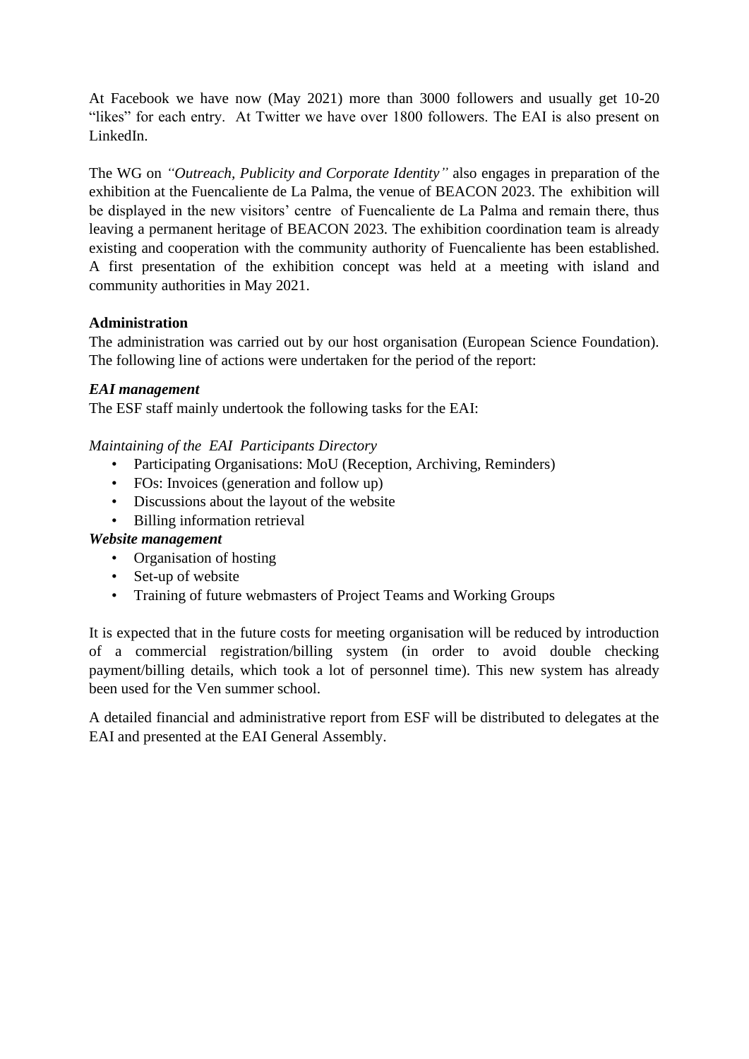At Facebook we have now (May 2021) more than 3000 followers and usually get 10-20 "likes" for each entry. At Twitter we have over 1800 followers. The EAI is also present on LinkedIn.

The WG on *"Outreach, Publicity and Corporate Identity"* also engages in preparation of the exhibition at the Fuencaliente de La Palma, the venue of BEACON 2023. The exhibition will be displayed in the new visitors' centre of Fuencaliente de La Palma and remain there, thus leaving a permanent heritage of BEACON 2023. The exhibition coordination team is already existing and cooperation with the community authority of Fuencaliente has been established. A first presentation of the exhibition concept was held at a meeting with island and community authorities in May 2021.

**Administration**

The administration was carried out by our host organisation (European Science Foundation). The following line of actions were undertaken for the period of the report:

***EAI management***

The ESF staff mainly undertook the following tasks for the EAI:

*Maintaining of the EAI Participants Directory*

- Participating Organisations: MoU (Reception, Archiving, Reminders)
- FOs: Invoices (generation and follow up)
- Discussions about the layout of the website
- Billing information retrieval

***Website management***

- Organisation of hosting
- Set-up of website
- Training of future webmasters of Project Teams and Working Groups

It is expected that in the future costs for meeting organisation will be reduced by introduction of a commercial registration/billing system (in order to avoid double checking payment/billing details, which took a lot of personnel time). This new system has already been used for the Ven summer school.

A detailed financial and administrative report from ESF will be distributed to delegates at the EAI and presented at the EAI General Assembly.